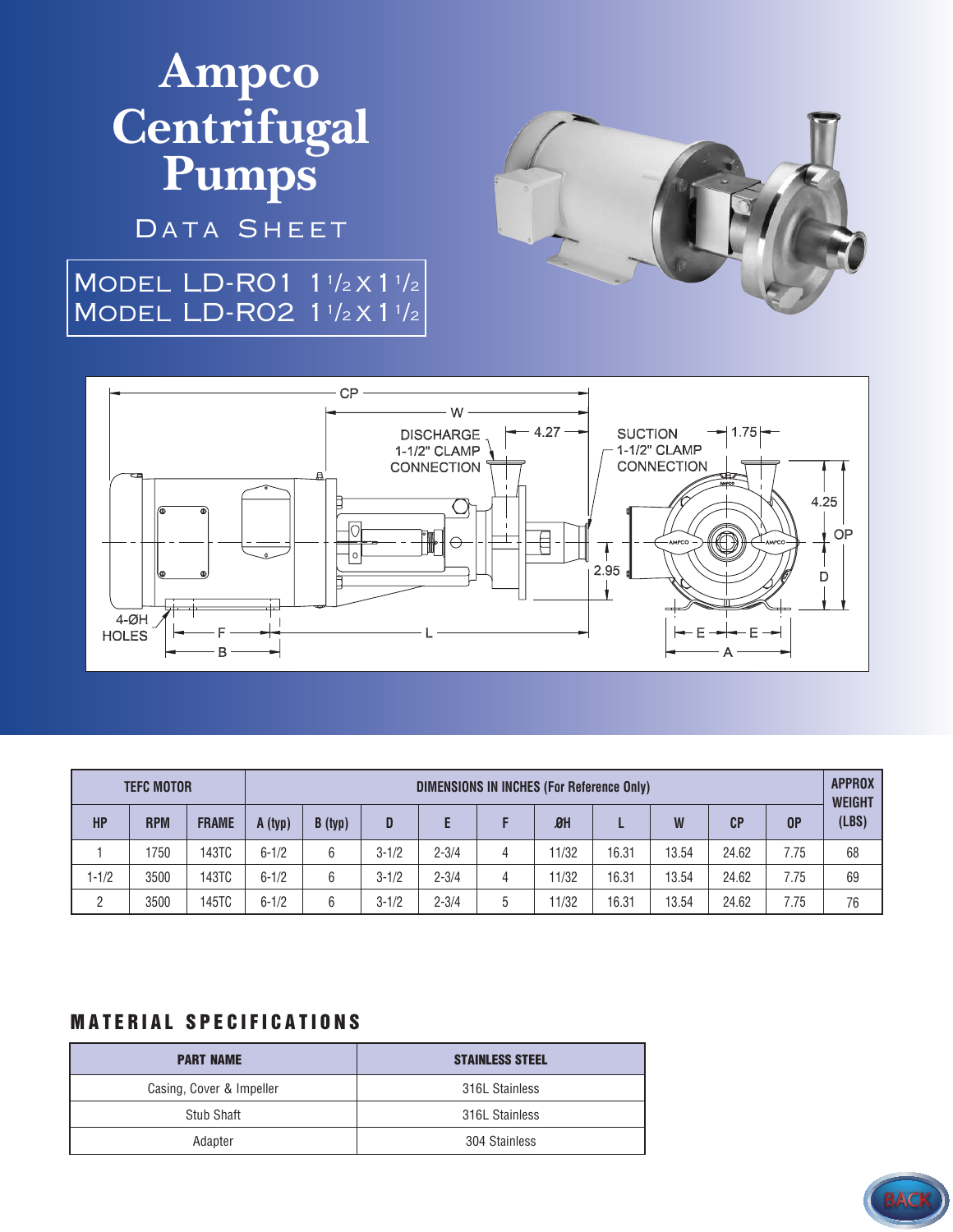# Ampco Centrifugal Pumps

## Data Sheet

**Model LD-RO1 1 1/2 x 1 1/2**
**Model LD-RO2 1 1/2 x 1 1/2**

DISCHARGE 1-1/2" CLAMP CONNECTION

SUCTION 1-1/2" CLAMP CONNECTION

4-ØH HOLES

| TEFC MOTOR | | | DIMENSIONS IN INCHES (For Reference Only) | | | | | | | | | | APPROX WEIGHT (LBS) |
|---|---|---|---|---|---|---|---|---|---|---|---|---|---|
| HP | RPM | FRAME | A (typ) | B (typ) | D | E | F | ØH | L | W | CP | OP | |
| 1 | 1750 | 143TC | 6-1/2 | 6 | 3-1/2 | 2-3/4 | 4 | 11/32 | 16.31 | 13.54 | 24.62 | 7.75 | 68 |
| 1-1/2 | 3500 | 143TC | 6-1/2 | 6 | 3-1/2 | 2-3/4 | 4 | 11/32 | 16.31 | 13.54 | 24.62 | 7.75 | 69 |
| 2 | 3500 | 145TC | 6-1/2 | 6 | 3-1/2 | 2-3/4 | 5 | 11/32 | 16.31 | 13.54 | 24.62 | 7.75 | 76 |

## MATERIAL SPECIFICATIONS

| PART NAME | STAINLESS STEEL |
|---|---|
| Casing, Cover & Impeller | 316L Stainless |
| Stub Shaft | 316L Stainless |
| Adapter | 304 Stainless |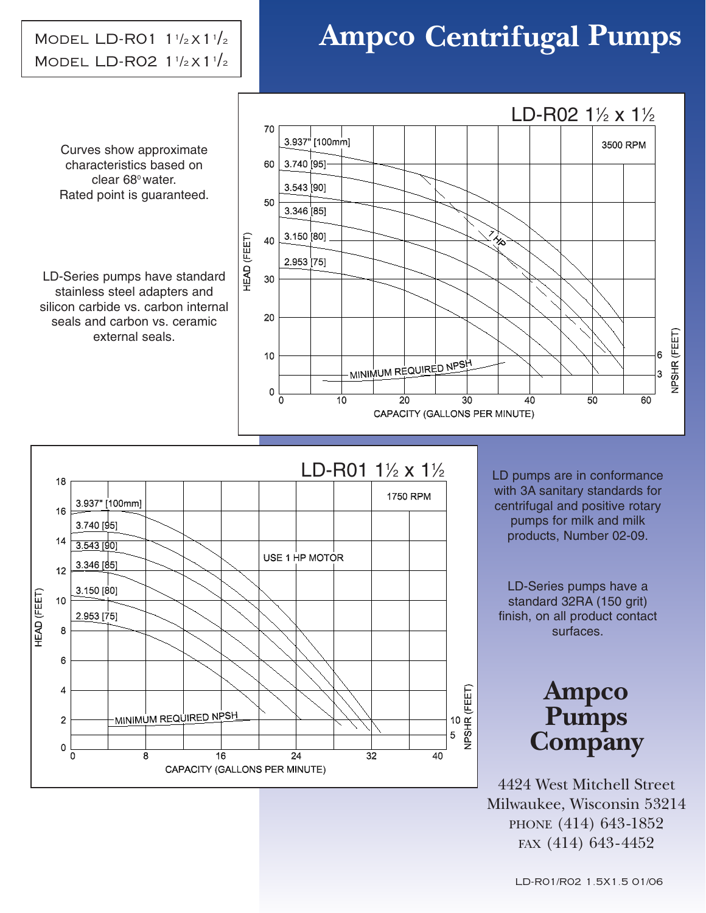Model LD-R01 1 1/2 x 1 1/2
Model LD-R02 1 1/2 x 1 1/2

# Ampco Centrifugal Pumps

Curves show approximate characteristics based on clear 68° water.
Rated point is guaranteed.

LD-Series pumps have standard stainless steel adapters and silicon carbide vs. carbon internal seals and carbon vs. ceramic external seals.

LD-R02 1½ x 1½

3500 RPM

3.937" [100mm]
3.740 [95]
3.543 [90]
3.346 [85]
3.150 [80]
2.953 [75]

1 HP

MINIMUM REQUIRED NPSH

HEAD (FEET)
0
10
20
30
40
50
60
70

CAPACITY (GALLONS PER MINUTE)
0
10
20
30
40
50
60

NPSHR (FEET)
3
6

LD-R01 1½ x 1½

1750 RPM

3.937" [100mm]
3.740 [95]
3.543 [90]
3.346 [85]
3.150 [80]
2.953 [75]

USE 1 HP MOTOR

MINIMUM REQUIRED NPSH

HEAD (FEET)
0
2
4
6
8
10
12
14
16
18

CAPACITY (GALLONS PER MINUTE)
0
8
16
24
32
40

NPSHR (FEET)
5
10

LD pumps are in conformance with 3A sanitary standards for centrifugal and positive rotary pumps for milk and milk products, Number 02-09.

LD-Series pumps have a standard 32RA (150 grit) finish, on all product contact surfaces.

**Ampco Pumps Company**

4424 West Mitchell Street
Milwaukee, Wisconsin 53214
PHONE (414) 643-1852
FAX (414) 643-4452

LD-R01/R02 1.5X1.5 01/06